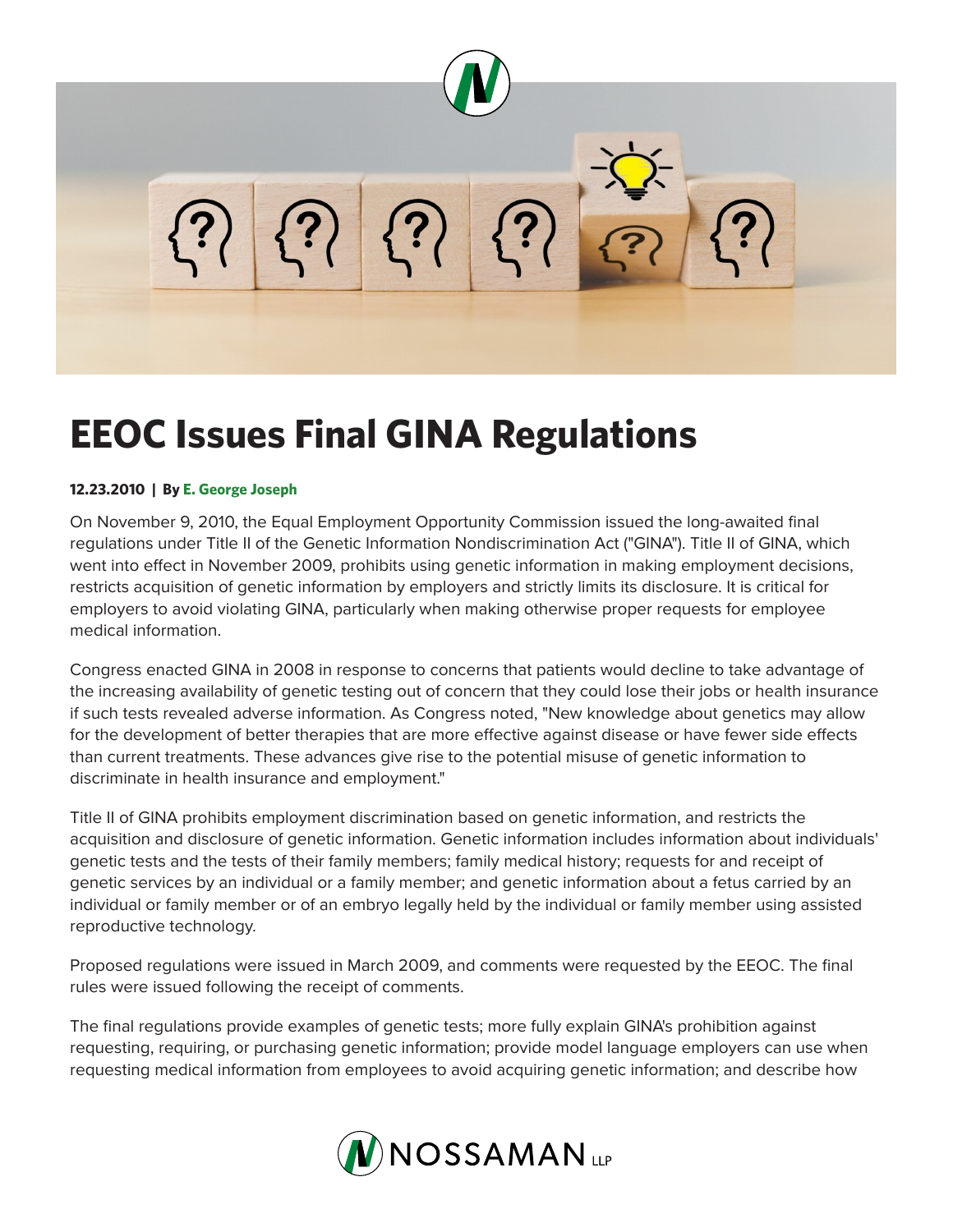# EEOC Issues Final GINA Regulations

**12.23.2010 | By E. George Joseph**

On November 9, 2010, the Equal Employment Opportunity Commission issued the long-awaited final regulations under Title II of the Genetic Information Nondiscrimination Act ("GINA"). Title II of GINA, which went into effect in November 2009, prohibits using genetic information in making employment decisions, restricts acquisition of genetic information by employers and strictly limits its disclosure. It is critical for employers to avoid violating GINA, particularly when making otherwise proper requests for employee medical information.

Congress enacted GINA in 2008 in response to concerns that patients would decline to take advantage of the increasing availability of genetic testing out of concern that they could lose their jobs or health insurance if such tests revealed adverse information. As Congress noted, "New knowledge about genetics may allow for the development of better therapies that are more effective against disease or have fewer side effects than current treatments. These advances give rise to the potential misuse of genetic information to discriminate in health insurance and employment."

Title II of GINA prohibits employment discrimination based on genetic information, and restricts the acquisition and disclosure of genetic information. Genetic information includes information about individuals' genetic tests and the tests of their family members; family medical history; requests for and receipt of genetic services by an individual or a family member; and genetic information about a fetus carried by an individual or family member or of an embryo legally held by the individual or family member using assisted reproductive technology.

Proposed regulations were issued in March 2009, and comments were requested by the EEOC. The final rules were issued following the receipt of comments.

The final regulations provide examples of genetic tests; more fully explain GINA's prohibition against requesting, requiring, or purchasing genetic information; provide model language employers can use when requesting medical information from employees to avoid acquiring genetic information; and describe how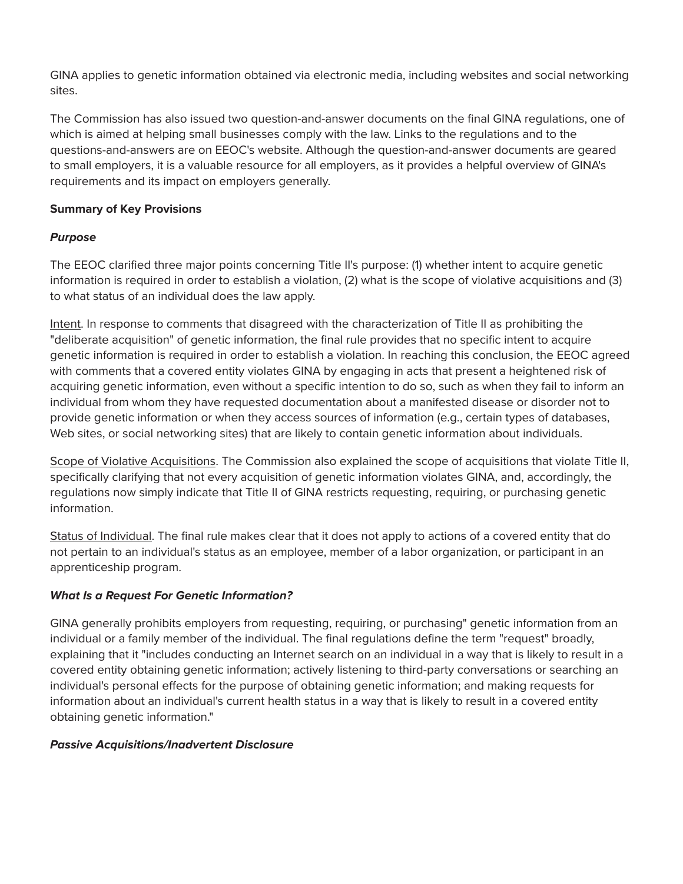GINA applies to genetic information obtained via electronic media, including websites and social networking sites.

The Commission has also issued two question-and-answer documents on the final GINA regulations, one of which is aimed at helping small businesses comply with the law. Links to the regulations and to the questions-and-answers are on EEOC's website. Although the question-and-answer documents are geared to small employers, it is a valuable resource for all employers, as it provides a helpful overview of GINA's requirements and its impact on employers generally.

**Summary of Key Provisions**

***Purpose***

The EEOC clarified three major points concerning Title II's purpose: (1) whether intent to acquire genetic information is required in order to establish a violation, (2) what is the scope of violative acquisitions and (3) to what status of an individual does the law apply.

Intent. In response to comments that disagreed with the characterization of Title II as prohibiting the "deliberate acquisition" of genetic information, the final rule provides that no specific intent to acquire genetic information is required in order to establish a violation. In reaching this conclusion, the EEOC agreed with comments that a covered entity violates GINA by engaging in acts that present a heightened risk of acquiring genetic information, even without a specific intention to do so, such as when they fail to inform an individual from whom they have requested documentation about a manifested disease or disorder not to provide genetic information or when they access sources of information (e.g., certain types of databases, Web sites, or social networking sites) that are likely to contain genetic information about individuals.

Scope of Violative Acquisitions. The Commission also explained the scope of acquisitions that violate Title II, specifically clarifying that not every acquisition of genetic information violates GINA, and, accordingly, the regulations now simply indicate that Title II of GINA restricts requesting, requiring, or purchasing genetic information.

Status of Individual. The final rule makes clear that it does not apply to actions of a covered entity that do not pertain to an individual's status as an employee, member of a labor organization, or participant in an apprenticeship program.

***What Is a Request For Genetic Information?***

GINA generally prohibits employers from requesting, requiring, or purchasing" genetic information from an individual or a family member of the individual. The final regulations define the term "request" broadly, explaining that it "includes conducting an Internet search on an individual in a way that is likely to result in a covered entity obtaining genetic information; actively listening to third-party conversations or searching an individual's personal effects for the purpose of obtaining genetic information; and making requests for information about an individual's current health status in a way that is likely to result in a covered entity obtaining genetic information."

***Passive Acquisitions/Inadvertent Disclosure***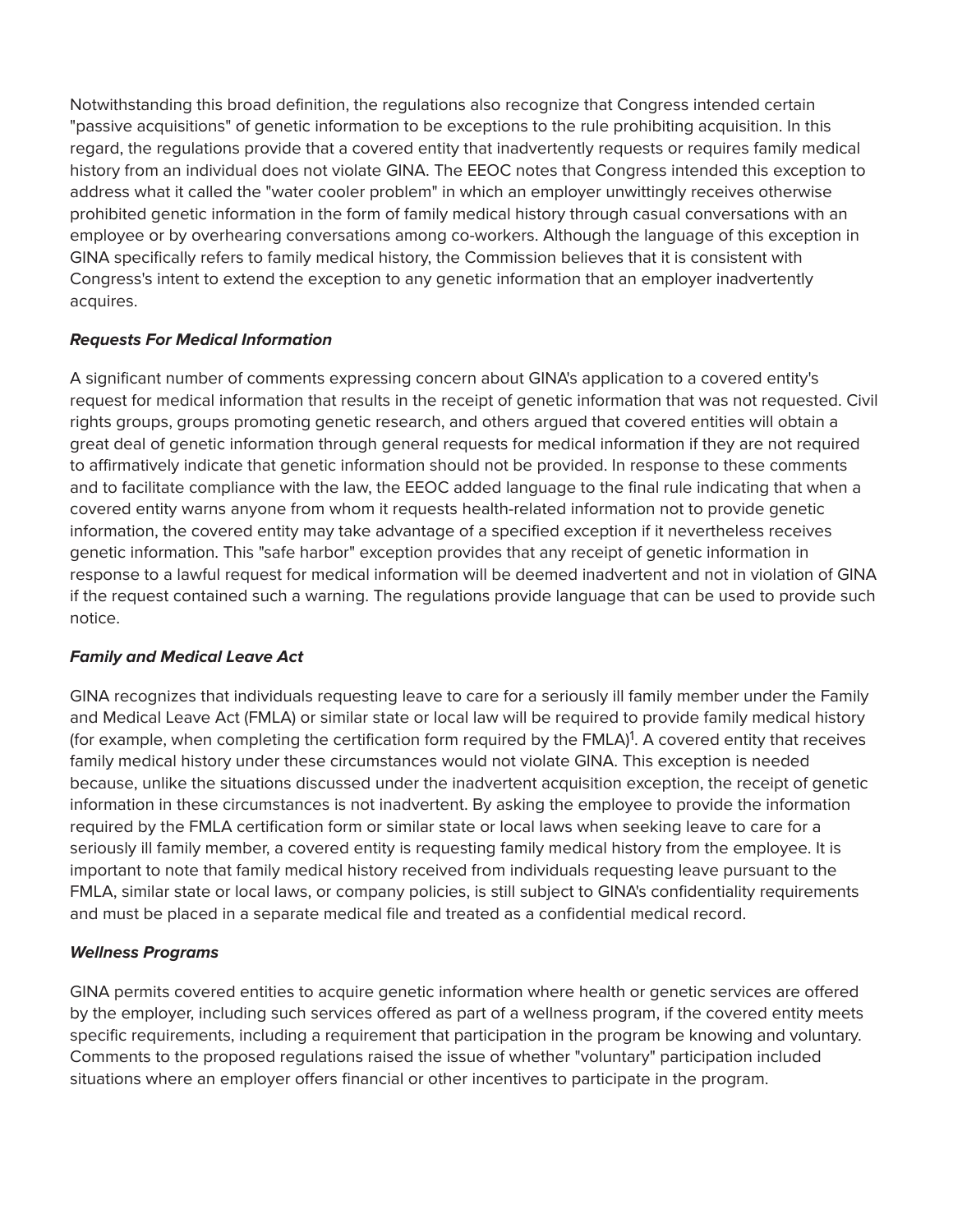Notwithstanding this broad definition, the regulations also recognize that Congress intended certain "passive acquisitions" of genetic information to be exceptions to the rule prohibiting acquisition. In this regard, the regulations provide that a covered entity that inadvertently requests or requires family medical history from an individual does not violate GINA. The EEOC notes that Congress intended this exception to address what it called the "water cooler problem" in which an employer unwittingly receives otherwise prohibited genetic information in the form of family medical history through casual conversations with an employee or by overhearing conversations among co-workers. Although the language of this exception in GINA specifically refers to family medical history, the Commission believes that it is consistent with Congress's intent to extend the exception to any genetic information that an employer inadvertently acquires.

***Requests For Medical Information***

A significant number of comments expressing concern about GINA's application to a covered entity's request for medical information that results in the receipt of genetic information that was not requested. Civil rights groups, groups promoting genetic research, and others argued that covered entities will obtain a great deal of genetic information through general requests for medical information if they are not required to affirmatively indicate that genetic information should not be provided. In response to these comments and to facilitate compliance with the law, the EEOC added language to the final rule indicating that when a covered entity warns anyone from whom it requests health-related information not to provide genetic information, the covered entity may take advantage of a specified exception if it nevertheless receives genetic information. This "safe harbor" exception provides that any receipt of genetic information in response to a lawful request for medical information will be deemed inadvertent and not in violation of GINA if the request contained such a warning. The regulations provide language that can be used to provide such notice.

***Family and Medical Leave Act***

GINA recognizes that individuals requesting leave to care for a seriously ill family member under the Family and Medical Leave Act (FMLA) or similar state or local law will be required to provide family medical history (for example, when completing the certification form required by the FMLA)[1]. A covered entity that receives family medical history under these circumstances would not violate GINA. This exception is needed because, unlike the situations discussed under the inadvertent acquisition exception, the receipt of genetic information in these circumstances is not inadvertent. By asking the employee to provide the information required by the FMLA certification form or similar state or local laws when seeking leave to care for a seriously ill family member, a covered entity is requesting family medical history from the employee. It is important to note that family medical history received from individuals requesting leave pursuant to the FMLA, similar state or local laws, or company policies, is still subject to GINA's confidentiality requirements and must be placed in a separate medical file and treated as a confidential medical record.

***Wellness Programs***

GINA permits covered entities to acquire genetic information where health or genetic services are offered by the employer, including such services offered as part of a wellness program, if the covered entity meets specific requirements, including a requirement that participation in the program be knowing and voluntary. Comments to the proposed regulations raised the issue of whether "voluntary" participation included situations where an employer offers financial or other incentives to participate in the program.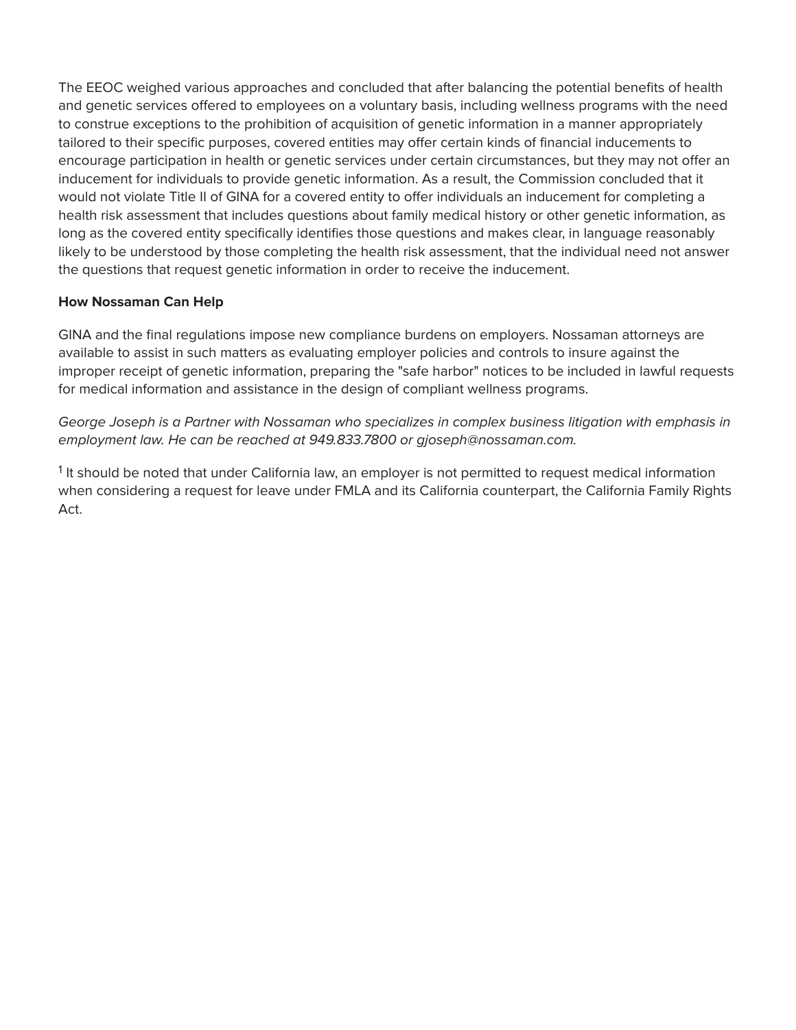The EEOC weighed various approaches and concluded that after balancing the potential benefits of health and genetic services offered to employees on a voluntary basis, including wellness programs with the need to construe exceptions to the prohibition of acquisition of genetic information in a manner appropriately tailored to their specific purposes, covered entities may offer certain kinds of financial inducements to encourage participation in health or genetic services under certain circumstances, but they may not offer an inducement for individuals to provide genetic information. As a result, the Commission concluded that it would not violate Title II of GINA for a covered entity to offer individuals an inducement for completing a health risk assessment that includes questions about family medical history or other genetic information, as long as the covered entity specifically identifies those questions and makes clear, in language reasonably likely to be understood by those completing the health risk assessment, that the individual need not answer the questions that request genetic information in order to receive the inducement.

**How Nossaman Can Help**

GINA and the final regulations impose new compliance burdens on employers. Nossaman attorneys are available to assist in such matters as evaluating employer policies and controls to insure against the improper receipt of genetic information, preparing the "safe harbor" notices to be included in lawful requests for medical information and assistance in the design of compliant wellness programs.

*George Joseph is a Partner with Nossaman who specializes in complex business litigation with emphasis in employment law. He can be reached at 949.833.7800 or gjoseph@nossaman.com.*

[1] It should be noted that under California law, an employer is not permitted to request medical information when considering a request for leave under FMLA and its California counterpart, the California Family Rights Act.